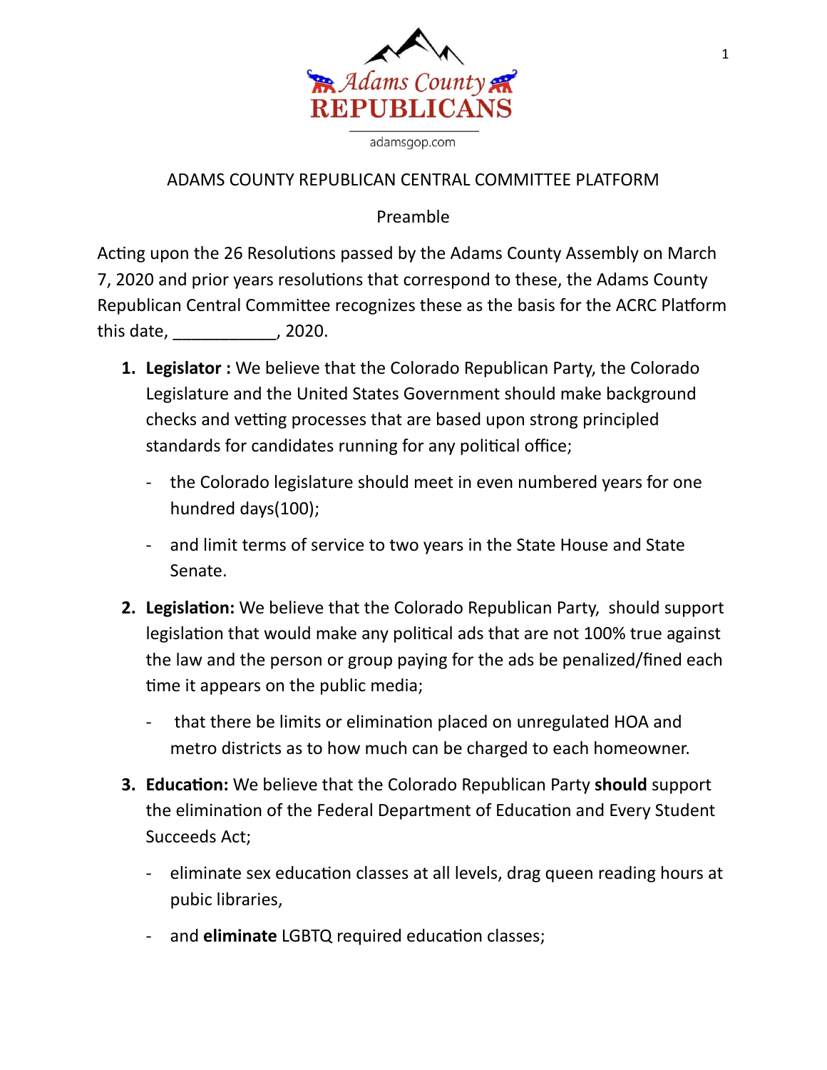Adams County REPUBLICANS

adamsgop.com

# ADAMS COUNTY REPUBLICAN CENTRAL COMMITTEE PLATFORM

## Preamble

Acting upon the 26 Resolutions passed by the Adams County Assembly on March 7, 2020 and prior years resolutions that correspond to these, the Adams County Republican Central Committee recognizes these as the basis for the ACRC Platform this date, ___________, 2020.

1. **Legislator :** We believe that the Colorado Republican Party, the Colorado Legislature and the United States Government should make background checks and vetting processes that are based upon strong principled standards for candidates running for any political office;
   - the Colorado legislature should meet in even numbered years for one hundred days(100);
   - and limit terms of service to two years in the State House and State Senate.
2. **Legislation:** We believe that the Colorado Republican Party, should support legislation that would make any political ads that are not 100% true against the law and the person or group paying for the ads be penalized/fined each time it appears on the public media;
   - that there be limits or elimination placed on unregulated HOA and metro districts as to how much can be charged to each homeowner.
3. **Education:** We believe that the Colorado Republican Party **should** support the elimination of the Federal Department of Education and Every Student Succeeds Act;
   - eliminate sex education classes at all levels, drag queen reading hours at pubic libraries,
   - and **eliminate** LGBTQ required education classes;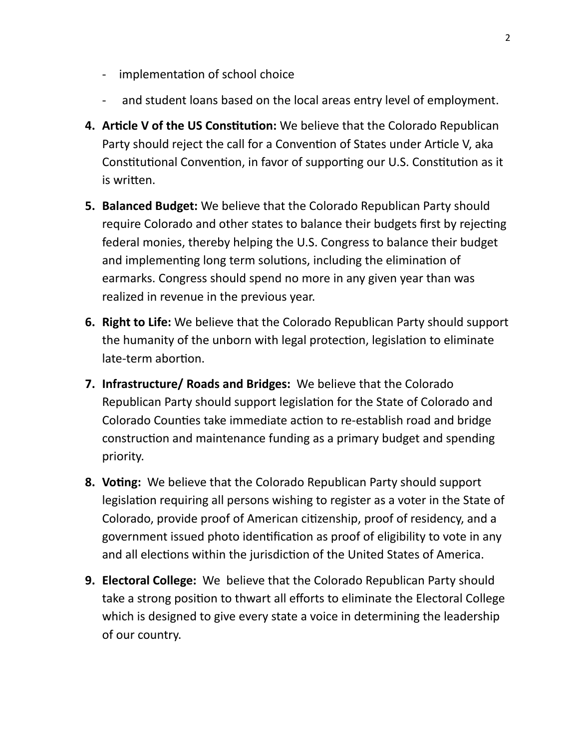- implementation of school choice
- and student loans based on the local areas entry level of employment.

4. **Article V of the US Constitution:** We believe that the Colorado Republican Party should reject the call for a Convention of States under Article V, aka Constitutional Convention, in favor of supporting our U.S. Constitution as it is written.

5. **Balanced Budget:** We believe that the Colorado Republican Party should require Colorado and other states to balance their budgets first by rejecting federal monies, thereby helping the U.S. Congress to balance their budget and implementing long term solutions, including the elimination of earmarks. Congress should spend no more in any given year than was realized in revenue in the previous year.

6. **Right to Life:** We believe that the Colorado Republican Party should support the humanity of the unborn with legal protection, legislation to eliminate late-term abortion.

7. **Infrastructure/ Roads and Bridges:** We believe that the Colorado Republican Party should support legislation for the State of Colorado and Colorado Counties take immediate action to re-establish road and bridge construction and maintenance funding as a primary budget and spending priority.

8. **Voting:** We believe that the Colorado Republican Party should support legislation requiring all persons wishing to register as a voter in the State of Colorado, provide proof of American citizenship, proof of residency, and a government issued photo identification as proof of eligibility to vote in any and all elections within the jurisdiction of the United States of America.

9. **Electoral College:** We believe that the Colorado Republican Party should take a strong position to thwart all efforts to eliminate the Electoral College which is designed to give every state a voice in determining the leadership of our country.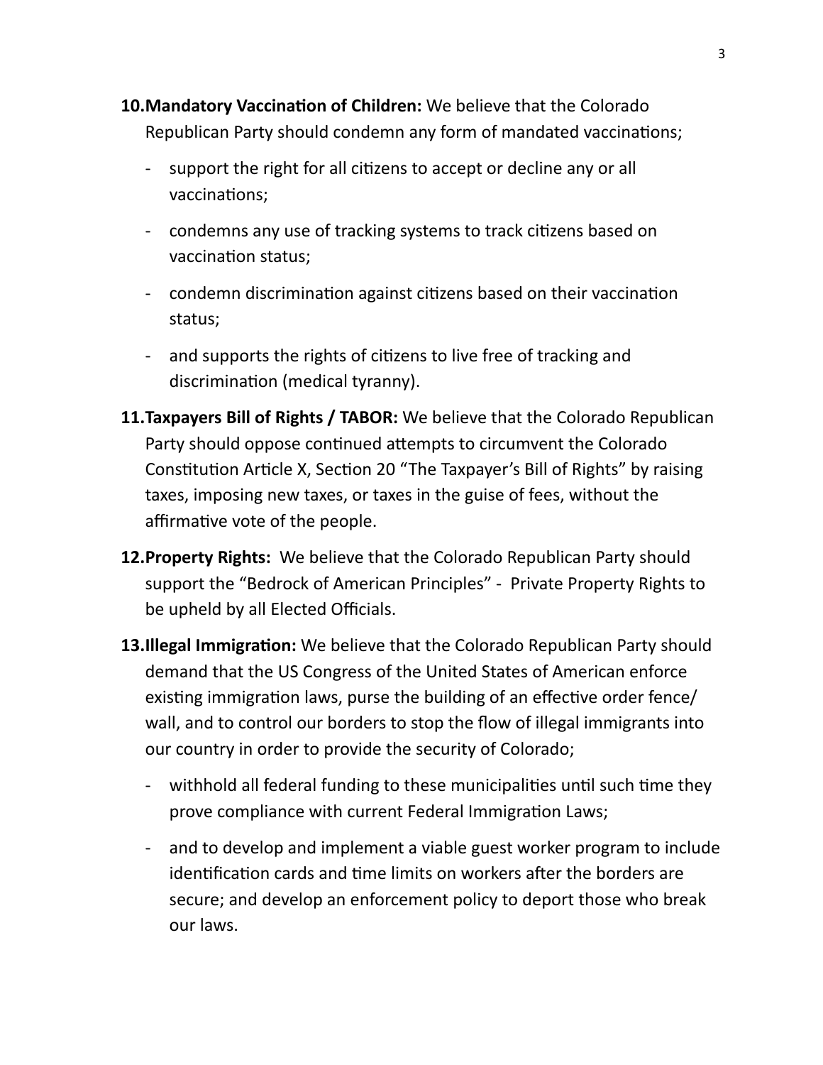10. **Mandatory Vaccination of Children:** We believe that the Colorado Republican Party should condemn any form of mandated vaccinations;

    - support the right for all citizens to accept or decline any or all vaccinations;
    - condemns any use of tracking systems to track citizens based on vaccination status;
    - condemn discrimination against citizens based on their vaccination status;
    - and supports the rights of citizens to live free of tracking and discrimination (medical tyranny).

11. **Taxpayers Bill of Rights / TABOR:** We believe that the Colorado Republican Party should oppose continued attempts to circumvent the Colorado Constitution Article X, Section 20 "The Taxpayer's Bill of Rights" by raising taxes, imposing new taxes, or taxes in the guise of fees, without the affirmative vote of the people.

12. **Property Rights:** We believe that the Colorado Republican Party should support the "Bedrock of American Principles" - Private Property Rights to be upheld by all Elected Officials.

13. **Illegal Immigration:** We believe that the Colorado Republican Party should demand that the US Congress of the United States of American enforce existing immigration laws, purse the building of an effective order fence/ wall, and to control our borders to stop the flow of illegal immigrants into our country in order to provide the security of Colorado;

    - withhold all federal funding to these municipalities until such time they prove compliance with current Federal Immigration Laws;
    - and to develop and implement a viable guest worker program to include identification cards and time limits on workers after the borders are secure; and develop an enforcement policy to deport those who break our laws.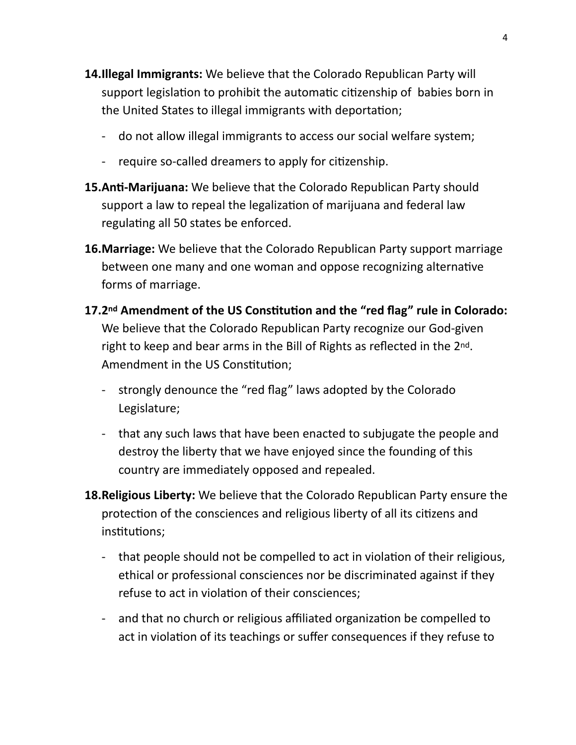14. **Illegal Immigrants:** We believe that the Colorado Republican Party will support legislation to prohibit the automatic citizenship of babies born in the United States to illegal immigrants with deportation;
    - do not allow illegal immigrants to access our social welfare system;
    - require so-called dreamers to apply for citizenship.
15. **Anti-Marijuana:** We believe that the Colorado Republican Party should support a law to repeal the legalization of marijuana and federal law regulating all 50 states be enforced.
16. **Marriage:** We believe that the Colorado Republican Party support marriage between one many and one woman and oppose recognizing alternative forms of marriage.
17. **2nd Amendment of the US Constitution and the "red flag" rule in Colorado:** We believe that the Colorado Republican Party recognize our God-given right to keep and bear arms in the Bill of Rights as reflected in the 2nd. Amendment in the US Constitution;
    - strongly denounce the "red flag" laws adopted by the Colorado Legislature;
    - that any such laws that have been enacted to subjugate the people and destroy the liberty that we have enjoyed since the founding of this country are immediately opposed and repealed.
18. **Religious Liberty:** We believe that the Colorado Republican Party ensure the protection of the consciences and religious liberty of all its citizens and institutions;
    - that people should not be compelled to act in violation of their religious, ethical or professional consciences nor be discriminated against if they refuse to act in violation of their consciences;
    - and that no church or religious affiliated organization be compelled to act in violation of its teachings or suffer consequences if they refuse to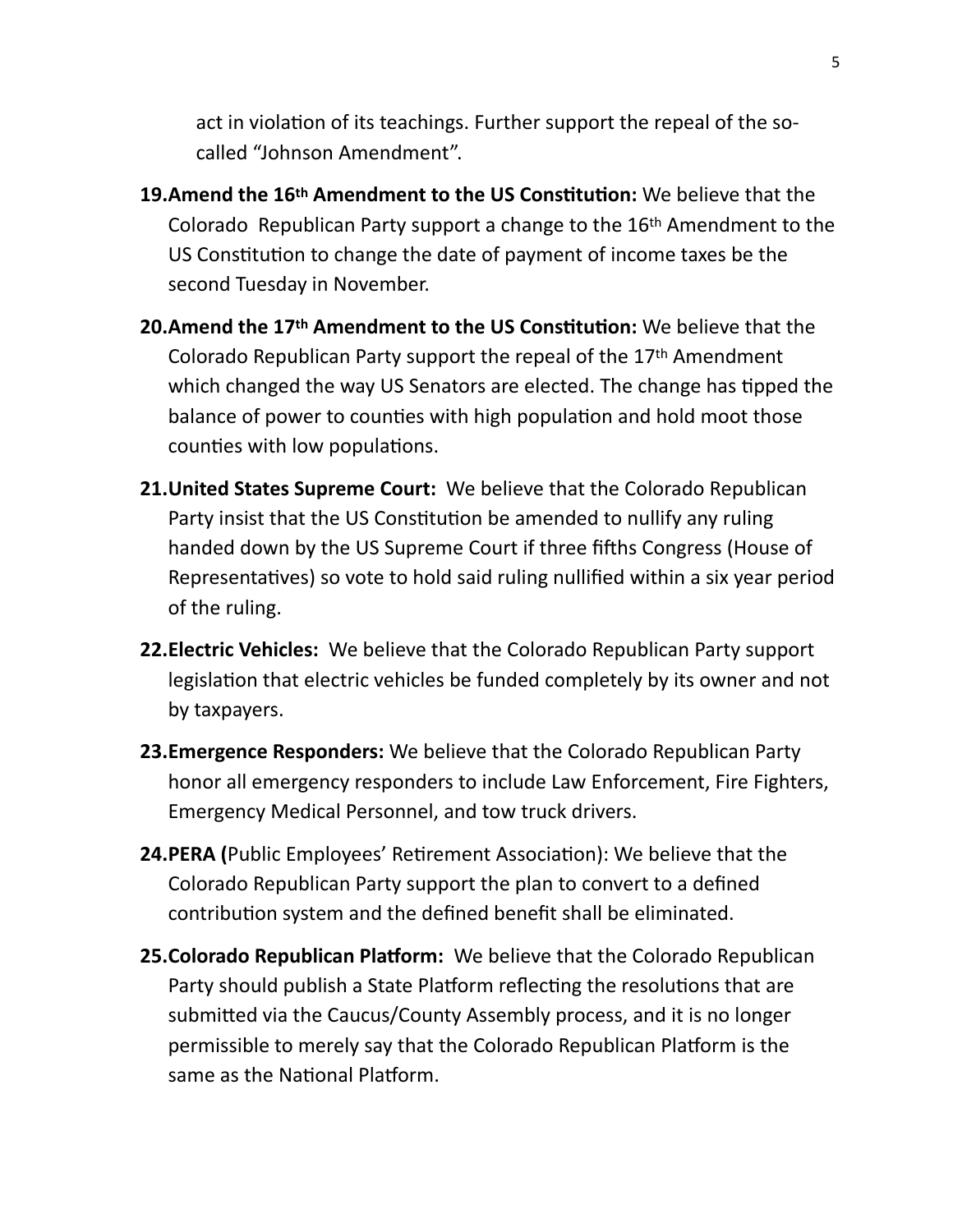act in violation of its teachings. Further support the repeal of the so-called "Johnson Amendment".

19. **Amend the 16th Amendment to the US Constitution:** We believe that the Colorado Republican Party support a change to the 16th Amendment to the US Constitution to change the date of payment of income taxes be the second Tuesday in November.

20. **Amend the 17th Amendment to the US Constitution:** We believe that the Colorado Republican Party support the repeal of the 17th Amendment which changed the way US Senators are elected. The change has tipped the balance of power to counties with high population and hold moot those counties with low populations.

21. **United States Supreme Court:** We believe that the Colorado Republican Party insist that the US Constitution be amended to nullify any ruling handed down by the US Supreme Court if three fifths Congress (House of Representatives) so vote to hold said ruling nullified within a six year period of the ruling.

22. **Electric Vehicles:** We believe that the Colorado Republican Party support legislation that electric vehicles be funded completely by its owner and not by taxpayers.

23. **Emergence Responders:** We believe that the Colorado Republican Party honor all emergency responders to include Law Enforcement, Fire Fighters, Emergency Medical Personnel, and tow truck drivers.

24. **PERA (**Public Employees' Retirement Association): We believe that the Colorado Republican Party support the plan to convert to a defined contribution system and the defined benefit shall be eliminated.

25. **Colorado Republican Platform:** We believe that the Colorado Republican Party should publish a State Platform reflecting the resolutions that are submitted via the Caucus/County Assembly process, and it is no longer permissible to merely say that the Colorado Republican Platform is the same as the National Platform.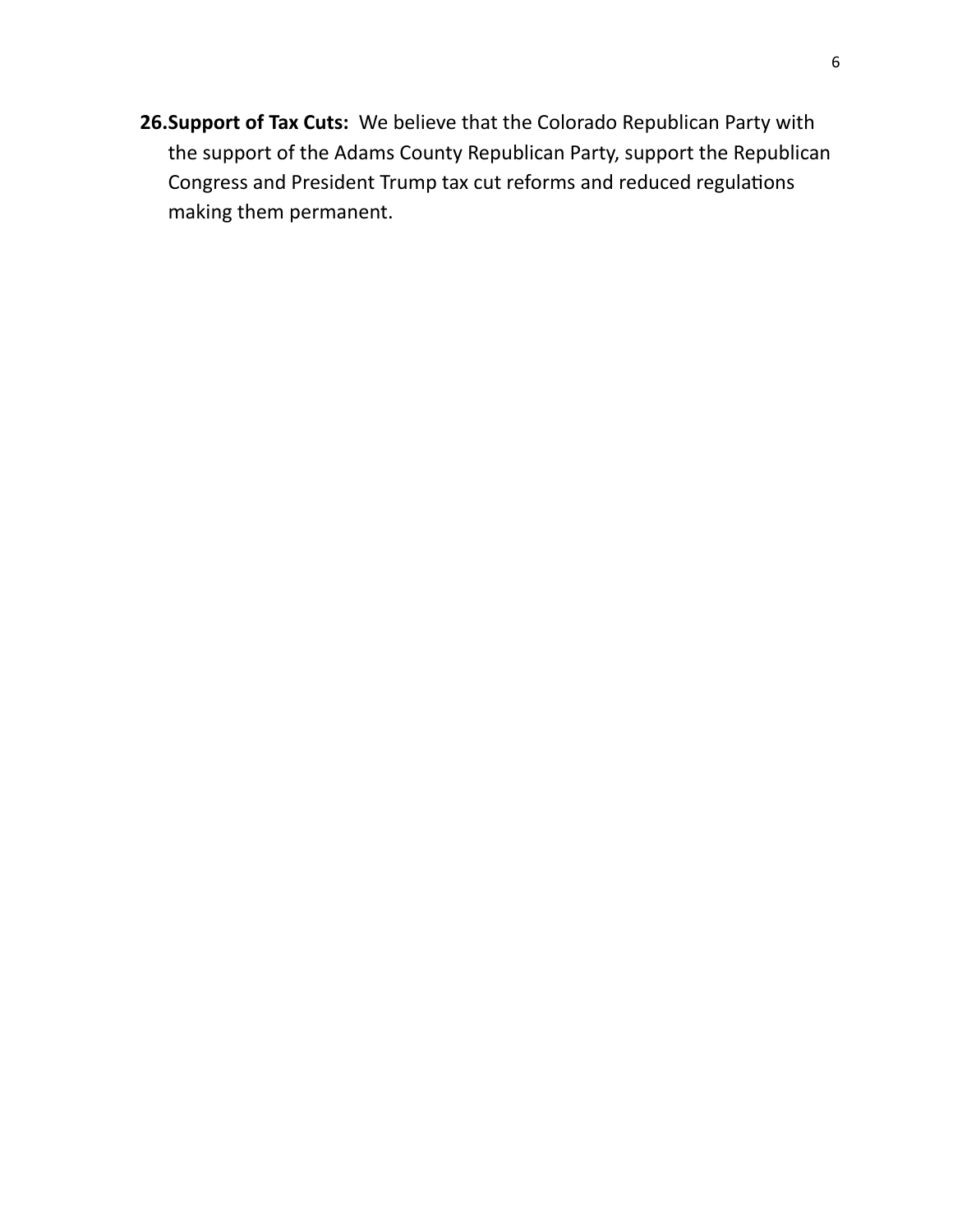26. **Support of Tax Cuts:** We believe that the Colorado Republican Party with the support of the Adams County Republican Party, support the Republican Congress and President Trump tax cut reforms and reduced regulations making them permanent.